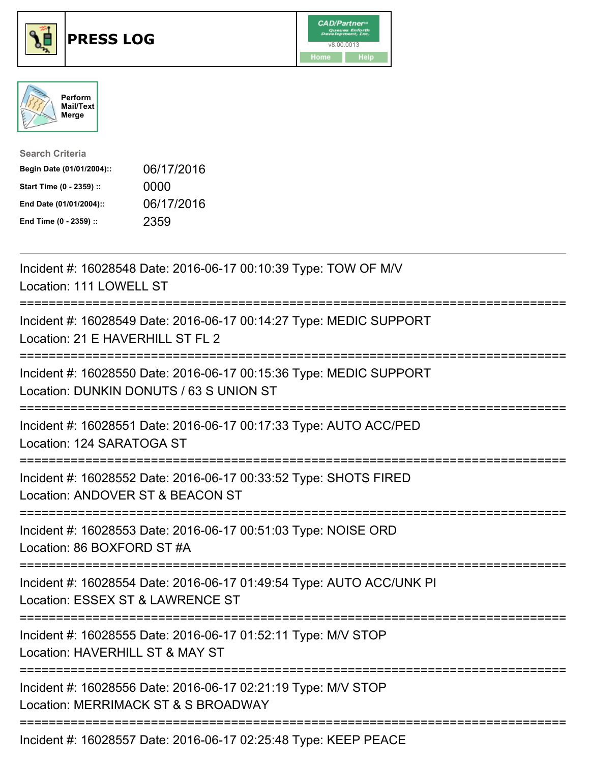# PRESS LOG

CAD/Partner v8.00.0013

Home Help

Perform Mail/Text Merge

**Search Criteria**

| | |
|---|---|
| **Begin Date (01/01/2004)::** | 06/17/2016 |
| **Start Time (0 - 2359) ::** | 0000 |
| **End Date (01/01/2004)::** | 06/17/2016 |
| **End Time (0 - 2359) ::** | 2359 |

---

Incident #: 16028548 Date: 2016-06-17 00:10:39 Type: TOW OF M/V
Location: 111 LOWELL ST

===========================================================================

Incident #: 16028549 Date: 2016-06-17 00:14:27 Type: MEDIC SUPPORT
Location: 21 E HAVERHILL ST FL 2

===========================================================================

Incident #: 16028550 Date: 2016-06-17 00:15:36 Type: MEDIC SUPPORT
Location: DUNKIN DONUTS / 63 S UNION ST

===========================================================================

Incident #: 16028551 Date: 2016-06-17 00:17:33 Type: AUTO ACC/PED
Location: 124 SARATOGA ST

===========================================================================

Incident #: 16028552 Date: 2016-06-17 00:33:52 Type: SHOTS FIRED
Location: ANDOVER ST & BEACON ST

===========================================================================

Incident #: 16028553 Date: 2016-06-17 00:51:03 Type: NOISE ORD
Location: 86 BOXFORD ST #A

===========================================================================

Incident #: 16028554 Date: 2016-06-17 01:49:54 Type: AUTO ACC/UNK PI
Location: ESSEX ST & LAWRENCE ST

===========================================================================

Incident #: 16028555 Date: 2016-06-17 01:52:11 Type: M/V STOP
Location: HAVERHILL ST & MAY ST

===========================================================================

Incident #: 16028556 Date: 2016-06-17 02:21:19 Type: M/V STOP
Location: MERRIMACK ST & S BROADWAY

===========================================================================

Incident #: 16028557 Date: 2016-06-17 02:25:48 Type: KEEP PEACE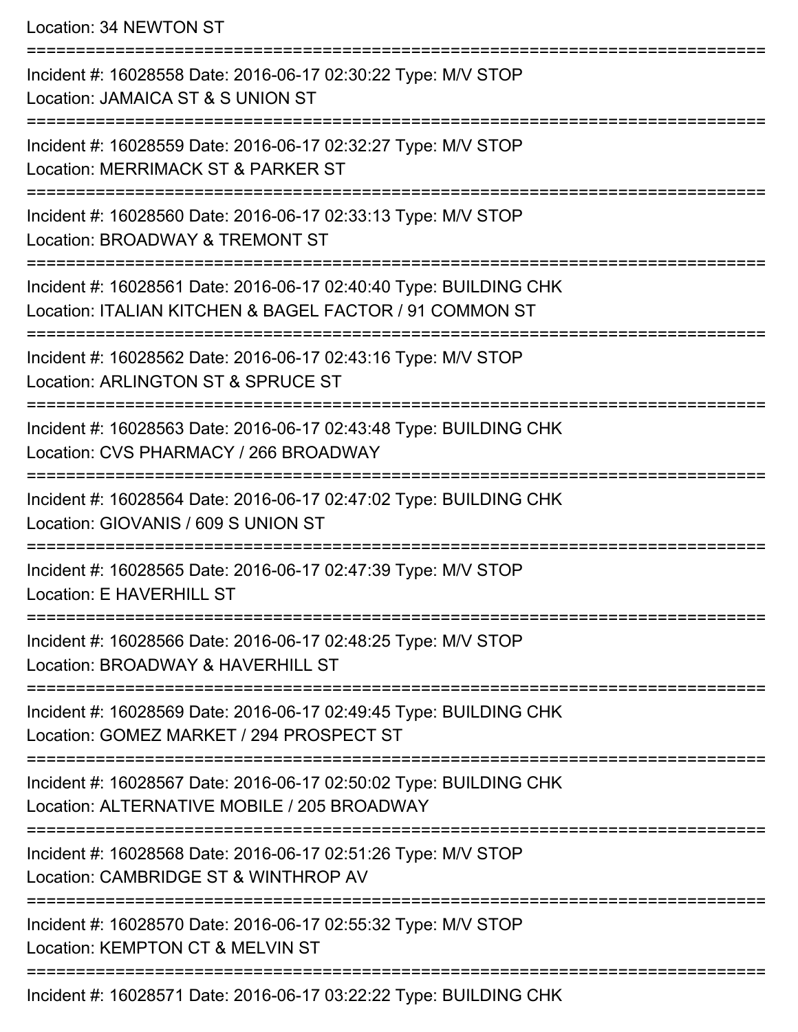Location: 34 NEWTON ST

===========================================================================

Incident #: 16028558 Date: 2016-06-17 02:30:22 Type: M/V STOP
Location: JAMAICA ST & S UNION ST

===========================================================================

Incident #: 16028559 Date: 2016-06-17 02:32:27 Type: M/V STOP
Location: MERRIMACK ST & PARKER ST

===========================================================================

Incident #: 16028560 Date: 2016-06-17 02:33:13 Type: M/V STOP
Location: BROADWAY & TREMONT ST

===========================================================================

Incident #: 16028561 Date: 2016-06-17 02:40:40 Type: BUILDING CHK
Location: ITALIAN KITCHEN & BAGEL FACTOR / 91 COMMON ST

===========================================================================

Incident #: 16028562 Date: 2016-06-17 02:43:16 Type: M/V STOP
Location: ARLINGTON ST & SPRUCE ST

===========================================================================

Incident #: 16028563 Date: 2016-06-17 02:43:48 Type: BUILDING CHK
Location: CVS PHARMACY / 266 BROADWAY

===========================================================================

Incident #: 16028564 Date: 2016-06-17 02:47:02 Type: BUILDING CHK
Location: GIOVANIS / 609 S UNION ST

===========================================================================

Incident #: 16028565 Date: 2016-06-17 02:47:39 Type: M/V STOP
Location: E HAVERHILL ST

===========================================================================

Incident #: 16028566 Date: 2016-06-17 02:48:25 Type: M/V STOP
Location: BROADWAY & HAVERHILL ST

===========================================================================

Incident #: 16028569 Date: 2016-06-17 02:49:45 Type: BUILDING CHK
Location: GOMEZ MARKET / 294 PROSPECT ST

===========================================================================

Incident #: 16028567 Date: 2016-06-17 02:50:02 Type: BUILDING CHK
Location: ALTERNATIVE MOBILE / 205 BROADWAY

===========================================================================

Incident #: 16028568 Date: 2016-06-17 02:51:26 Type: M/V STOP
Location: CAMBRIDGE ST & WINTHROP AV

===========================================================================

Incident #: 16028570 Date: 2016-06-17 02:55:32 Type: M/V STOP
Location: KEMPTON CT & MELVIN ST

===========================================================================

Incident #: 16028571 Date: 2016-06-17 03:22:22 Type: BUILDING CHK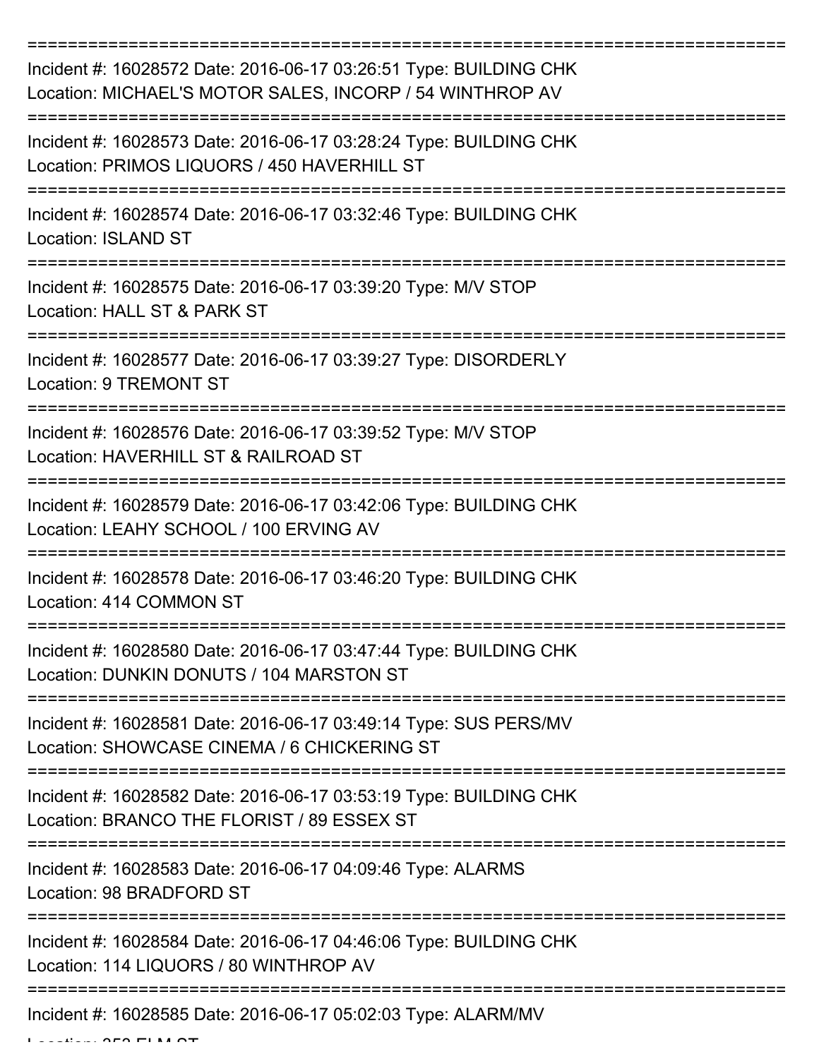Incident #: 16028572 Date: 2016-06-17 03:26:51 Type: BUILDING CHK
Location: MICHAEL'S MOTOR SALES, INCORP / 54 WINTHROP AV

Incident #: 16028573 Date: 2016-06-17 03:28:24 Type: BUILDING CHK
Location: PRIMOS LIQUORS / 450 HAVERHILL ST

Incident #: 16028574 Date: 2016-06-17 03:32:46 Type: BUILDING CHK
Location: ISLAND ST

Incident #: 16028575 Date: 2016-06-17 03:39:20 Type: M/V STOP
Location: HALL ST & PARK ST

Incident #: 16028577 Date: 2016-06-17 03:39:27 Type: DISORDERLY
Location: 9 TREMONT ST

Incident #: 16028576 Date: 2016-06-17 03:39:52 Type: M/V STOP
Location: HAVERHILL ST & RAILROAD ST

Incident #: 16028579 Date: 2016-06-17 03:42:06 Type: BUILDING CHK
Location: LEAHY SCHOOL / 100 ERVING AV

Incident #: 16028578 Date: 2016-06-17 03:46:20 Type: BUILDING CHK
Location: 414 COMMON ST

Incident #: 16028580 Date: 2016-06-17 03:47:44 Type: BUILDING CHK
Location: DUNKIN DONUTS / 104 MARSTON ST

Incident #: 16028581 Date: 2016-06-17 03:49:14 Type: SUS PERS/MV
Location: SHOWCASE CINEMA / 6 CHICKERING ST

Incident #: 16028582 Date: 2016-06-17 03:53:19 Type: BUILDING CHK
Location: BRANCO THE FLORIST / 89 ESSEX ST

Incident #: 16028583 Date: 2016-06-17 04:09:46 Type: ALARMS
Location: 98 BRADFORD ST

Incident #: 16028584 Date: 2016-06-17 04:46:06 Type: BUILDING CHK
Location: 114 LIQUORS / 80 WINTHROP AV

Incident #: 16028585 Date: 2016-06-17 05:02:03 Type: ALARM/MV
Location: 353 ELM ST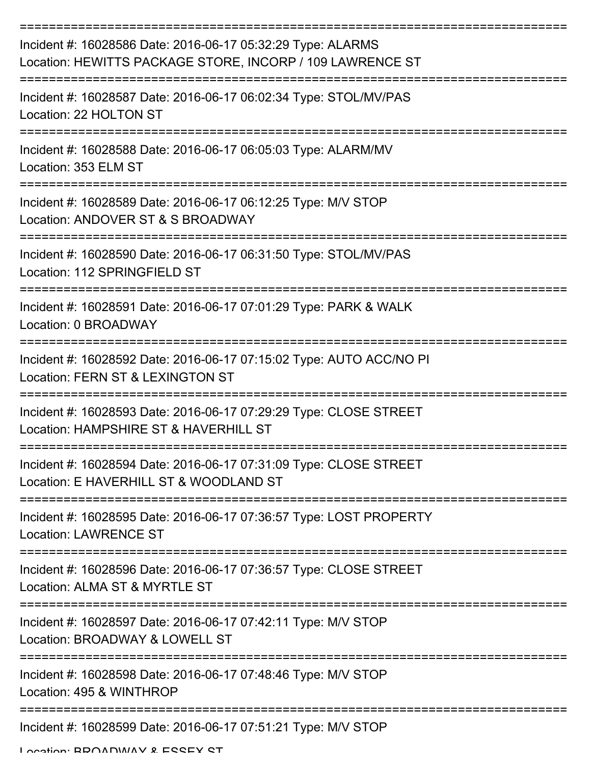===========================================================================

Incident #: 16028586 Date: 2016-06-17 05:32:29 Type: ALARMS
Location: HEWITTS PACKAGE STORE, INCORP / 109 LAWRENCE ST

===========================================================================

Incident #: 16028587 Date: 2016-06-17 06:02:34 Type: STOL/MV/PAS
Location: 22 HOLTON ST

===========================================================================

Incident #: 16028588 Date: 2016-06-17 06:05:03 Type: ALARM/MV
Location: 353 ELM ST

===========================================================================

Incident #: 16028589 Date: 2016-06-17 06:12:25 Type: M/V STOP
Location: ANDOVER ST & S BROADWAY

===========================================================================

Incident #: 16028590 Date: 2016-06-17 06:31:50 Type: STOL/MV/PAS
Location: 112 SPRINGFIELD ST

===========================================================================

Incident #: 16028591 Date: 2016-06-17 07:01:29 Type: PARK & WALK
Location: 0 BROADWAY

===========================================================================

Incident #: 16028592 Date: 2016-06-17 07:15:02 Type: AUTO ACC/NO PI
Location: FERN ST & LEXINGTON ST

===========================================================================

Incident #: 16028593 Date: 2016-06-17 07:29:29 Type: CLOSE STREET
Location: HAMPSHIRE ST & HAVERHILL ST

===========================================================================

Incident #: 16028594 Date: 2016-06-17 07:31:09 Type: CLOSE STREET
Location: E HAVERHILL ST & WOODLAND ST

===========================================================================

Incident #: 16028595 Date: 2016-06-17 07:36:57 Type: LOST PROPERTY
Location: LAWRENCE ST

===========================================================================

Incident #: 16028596 Date: 2016-06-17 07:36:57 Type: CLOSE STREET
Location: ALMA ST & MYRTLE ST

===========================================================================

Incident #: 16028597 Date: 2016-06-17 07:42:11 Type: M/V STOP
Location: BROADWAY & LOWELL ST

===========================================================================

Incident #: 16028598 Date: 2016-06-17 07:48:46 Type: M/V STOP
Location: 495 & WINTHROP

===========================================================================

Incident #: 16028599 Date: 2016-06-17 07:51:21 Type: M/V STOP
Location: BROADWAY & ESSEX ST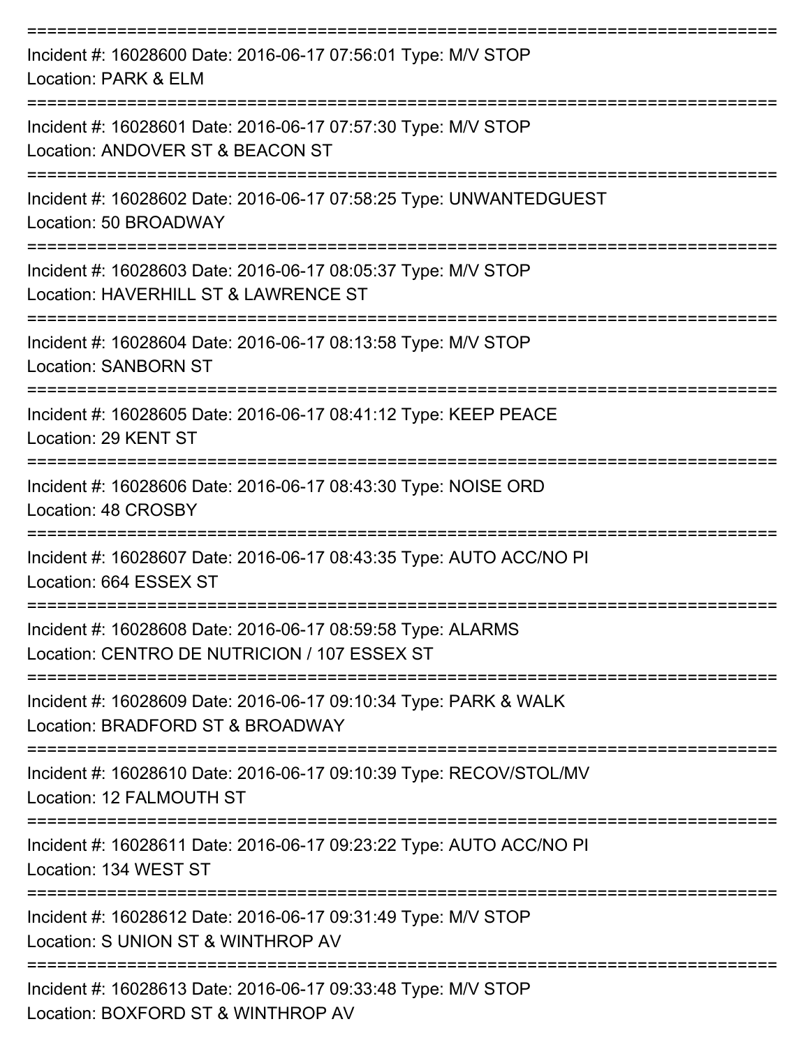===========================================================================

Incident #: 16028600 Date: 2016-06-17 07:56:01 Type: M/V STOP
Location: PARK & ELM

===========================================================================

Incident #: 16028601 Date: 2016-06-17 07:57:30 Type: M/V STOP
Location: ANDOVER ST & BEACON ST

===========================================================================

Incident #: 16028602 Date: 2016-06-17 07:58:25 Type: UNWANTEDGUEST
Location: 50 BROADWAY

===========================================================================

Incident #: 16028603 Date: 2016-06-17 08:05:37 Type: M/V STOP
Location: HAVERHILL ST & LAWRENCE ST

===========================================================================

Incident #: 16028604 Date: 2016-06-17 08:13:58 Type: M/V STOP
Location: SANBORN ST

===========================================================================

Incident #: 16028605 Date: 2016-06-17 08:41:12 Type: KEEP PEACE
Location: 29 KENT ST

===========================================================================

Incident #: 16028606 Date: 2016-06-17 08:43:30 Type: NOISE ORD
Location: 48 CROSBY

===========================================================================

Incident #: 16028607 Date: 2016-06-17 08:43:35 Type: AUTO ACC/NO PI
Location: 664 ESSEX ST

===========================================================================

Incident #: 16028608 Date: 2016-06-17 08:59:58 Type: ALARMS
Location: CENTRO DE NUTRICION / 107 ESSEX ST

===========================================================================

Incident #: 16028609 Date: 2016-06-17 09:10:34 Type: PARK & WALK
Location: BRADFORD ST & BROADWAY

===========================================================================

Incident #: 16028610 Date: 2016-06-17 09:10:39 Type: RECOV/STOL/MV
Location: 12 FALMOUTH ST

===========================================================================

Incident #: 16028611 Date: 2016-06-17 09:23:22 Type: AUTO ACC/NO PI
Location: 134 WEST ST

===========================================================================

Incident #: 16028612 Date: 2016-06-17 09:31:49 Type: M/V STOP
Location: S UNION ST & WINTHROP AV

===========================================================================

Incident #: 16028613 Date: 2016-06-17 09:33:48 Type: M/V STOP
Location: BOXFORD ST & WINTHROP AV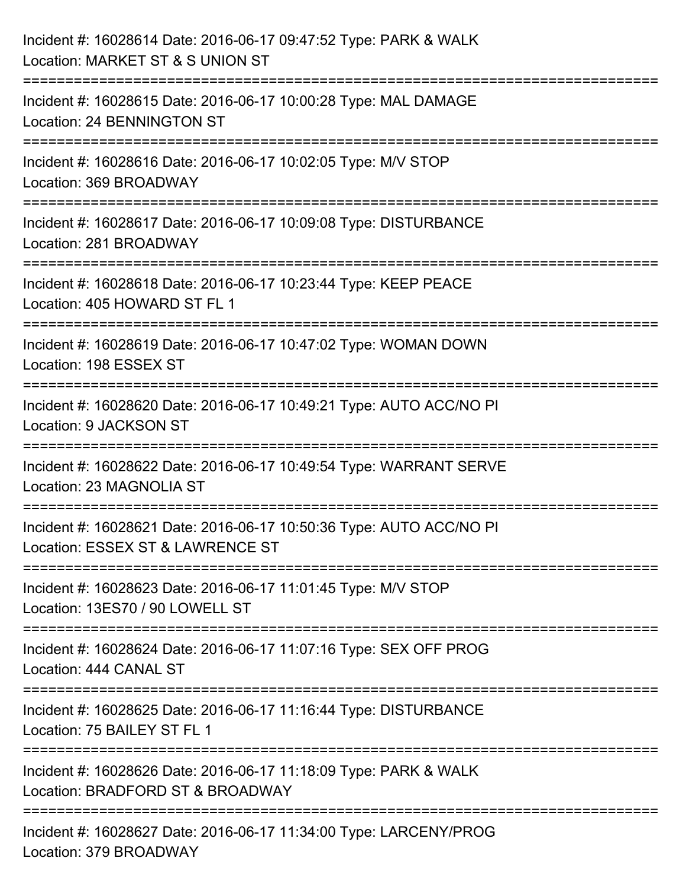Incident #: 16028614 Date: 2016-06-17 09:47:52 Type: PARK & WALK
Location: MARKET ST & S UNION ST

===========================================================================

Incident #: 16028615 Date: 2016-06-17 10:00:28 Type: MAL DAMAGE
Location: 24 BENNINGTON ST

===========================================================================

Incident #: 16028616 Date: 2016-06-17 10:02:05 Type: M/V STOP
Location: 369 BROADWAY

===========================================================================

Incident #: 16028617 Date: 2016-06-17 10:09:08 Type: DISTURBANCE
Location: 281 BROADWAY

===========================================================================

Incident #: 16028618 Date: 2016-06-17 10:23:44 Type: KEEP PEACE
Location: 405 HOWARD ST FL 1

===========================================================================

Incident #: 16028619 Date: 2016-06-17 10:47:02 Type: WOMAN DOWN
Location: 198 ESSEX ST

===========================================================================

Incident #: 16028620 Date: 2016-06-17 10:49:21 Type: AUTO ACC/NO PI
Location: 9 JACKSON ST

===========================================================================

Incident #: 16028622 Date: 2016-06-17 10:49:54 Type: WARRANT SERVE
Location: 23 MAGNOLIA ST

===========================================================================

Incident #: 16028621 Date: 2016-06-17 10:50:36 Type: AUTO ACC/NO PI
Location: ESSEX ST & LAWRENCE ST

===========================================================================

Incident #: 16028623 Date: 2016-06-17 11:01:45 Type: M/V STOP
Location: 13ES70 / 90 LOWELL ST

===========================================================================

Incident #: 16028624 Date: 2016-06-17 11:07:16 Type: SEX OFF PROG
Location: 444 CANAL ST

===========================================================================

Incident #: 16028625 Date: 2016-06-17 11:16:44 Type: DISTURBANCE
Location: 75 BAILEY ST FL 1

===========================================================================

Incident #: 16028626 Date: 2016-06-17 11:18:09 Type: PARK & WALK
Location: BRADFORD ST & BROADWAY

===========================================================================

Incident #: 16028627 Date: 2016-06-17 11:34:00 Type: LARCENY/PROG
Location: 379 BROADWAY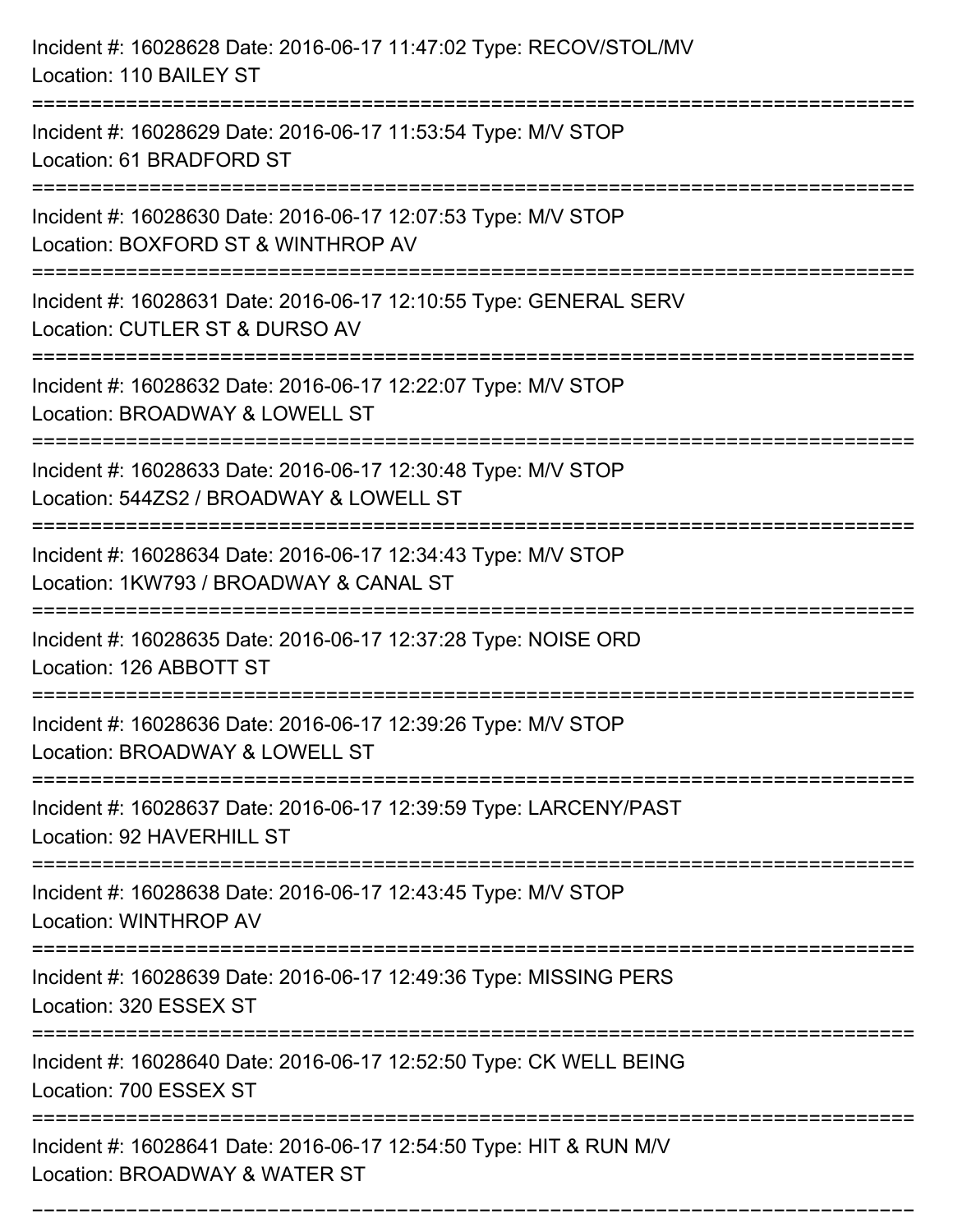Incident #: 16028628 Date: 2016-06-17 11:47:02 Type: RECOV/STOL/MV
Location: 110 BAILEY ST

===========================================================================

Incident #: 16028629 Date: 2016-06-17 11:53:54 Type: M/V STOP
Location: 61 BRADFORD ST

===========================================================================

Incident #: 16028630 Date: 2016-06-17 12:07:53 Type: M/V STOP
Location: BOXFORD ST & WINTHROP AV

===========================================================================

Incident #: 16028631 Date: 2016-06-17 12:10:55 Type: GENERAL SERV
Location: CUTLER ST & DURSO AV

===========================================================================

Incident #: 16028632 Date: 2016-06-17 12:22:07 Type: M/V STOP
Location: BROADWAY & LOWELL ST

===========================================================================

Incident #: 16028633 Date: 2016-06-17 12:30:48 Type: M/V STOP
Location: 544ZS2 / BROADWAY & LOWELL ST

===========================================================================

Incident #: 16028634 Date: 2016-06-17 12:34:43 Type: M/V STOP
Location: 1KW793 / BROADWAY & CANAL ST

===========================================================================

Incident #: 16028635 Date: 2016-06-17 12:37:28 Type: NOISE ORD
Location: 126 ABBOTT ST

===========================================================================

Incident #: 16028636 Date: 2016-06-17 12:39:26 Type: M/V STOP
Location: BROADWAY & LOWELL ST

===========================================================================

Incident #: 16028637 Date: 2016-06-17 12:39:59 Type: LARCENY/PAST
Location: 92 HAVERHILL ST

===========================================================================

Incident #: 16028638 Date: 2016-06-17 12:43:45 Type: M/V STOP
Location: WINTHROP AV

===========================================================================

Incident #: 16028639 Date: 2016-06-17 12:49:36 Type: MISSING PERS
Location: 320 ESSEX ST

===========================================================================

Incident #: 16028640 Date: 2016-06-17 12:52:50 Type: CK WELL BEING
Location: 700 ESSEX ST

===========================================================================

Incident #: 16028641 Date: 2016-06-17 12:54:50 Type: HIT & RUN M/V
Location: BROADWAY & WATER ST

===========================================================================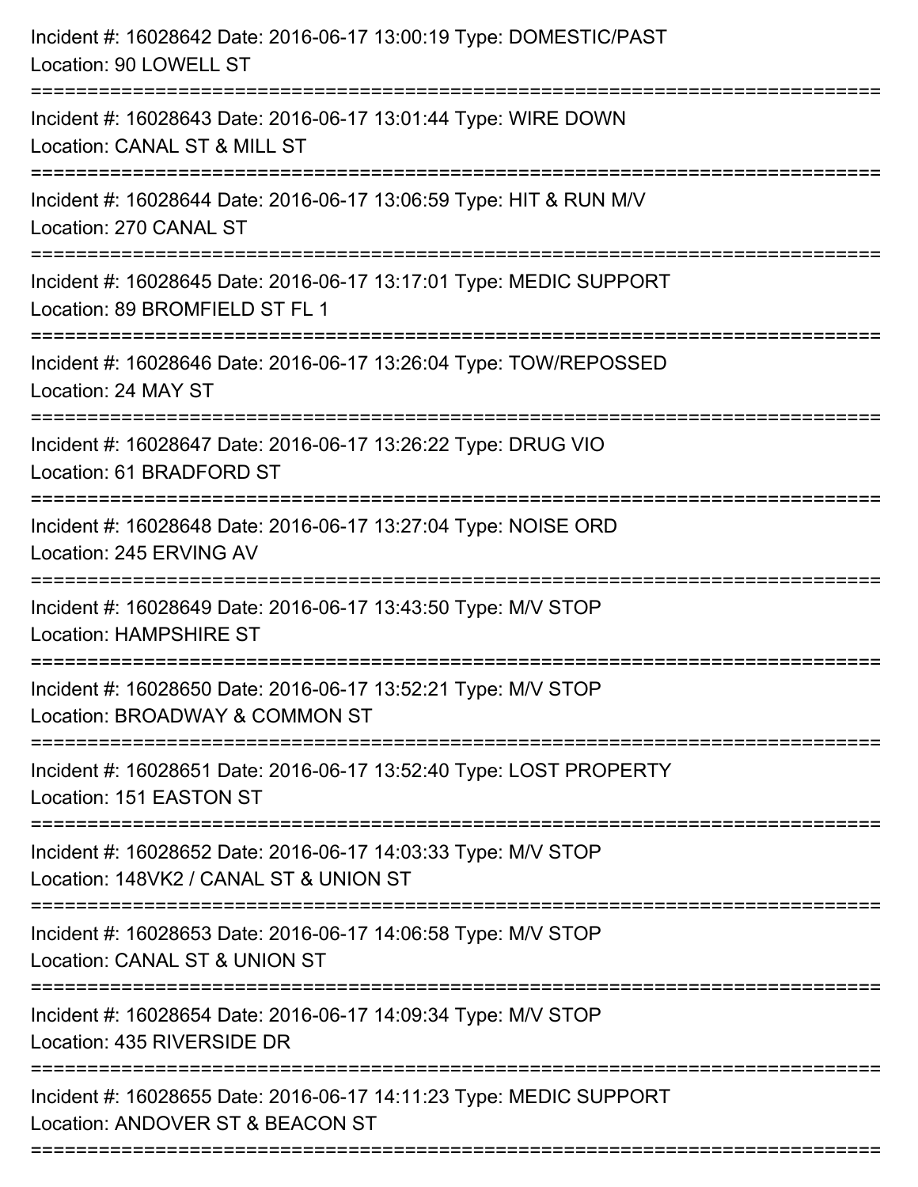Incident #: 16028642 Date: 2016-06-17 13:00:19 Type: DOMESTIC/PAST
Location: 90 LOWELL ST

===========================================================================

Incident #: 16028643 Date: 2016-06-17 13:01:44 Type: WIRE DOWN
Location: CANAL ST & MILL ST

===========================================================================

Incident #: 16028644 Date: 2016-06-17 13:06:59 Type: HIT & RUN M/V
Location: 270 CANAL ST

===========================================================================

Incident #: 16028645 Date: 2016-06-17 13:17:01 Type: MEDIC SUPPORT
Location: 89 BROMFIELD ST FL 1

===========================================================================

Incident #: 16028646 Date: 2016-06-17 13:26:04 Type: TOW/REPOSSED
Location: 24 MAY ST

===========================================================================

Incident #: 16028647 Date: 2016-06-17 13:26:22 Type: DRUG VIO
Location: 61 BRADFORD ST

===========================================================================

Incident #: 16028648 Date: 2016-06-17 13:27:04 Type: NOISE ORD
Location: 245 ERVING AV

===========================================================================

Incident #: 16028649 Date: 2016-06-17 13:43:50 Type: M/V STOP
Location: HAMPSHIRE ST

===========================================================================

Incident #: 16028650 Date: 2016-06-17 13:52:21 Type: M/V STOP
Location: BROADWAY & COMMON ST

===========================================================================

Incident #: 16028651 Date: 2016-06-17 13:52:40 Type: LOST PROPERTY
Location: 151 EASTON ST

===========================================================================

Incident #: 16028652 Date: 2016-06-17 14:03:33 Type: M/V STOP
Location: 148VK2 / CANAL ST & UNION ST

===========================================================================

Incident #: 16028653 Date: 2016-06-17 14:06:58 Type: M/V STOP
Location: CANAL ST & UNION ST

===========================================================================

Incident #: 16028654 Date: 2016-06-17 14:09:34 Type: M/V STOP
Location: 435 RIVERSIDE DR

===========================================================================

Incident #: 16028655 Date: 2016-06-17 14:11:23 Type: MEDIC SUPPORT
Location: ANDOVER ST & BEACON ST

===========================================================================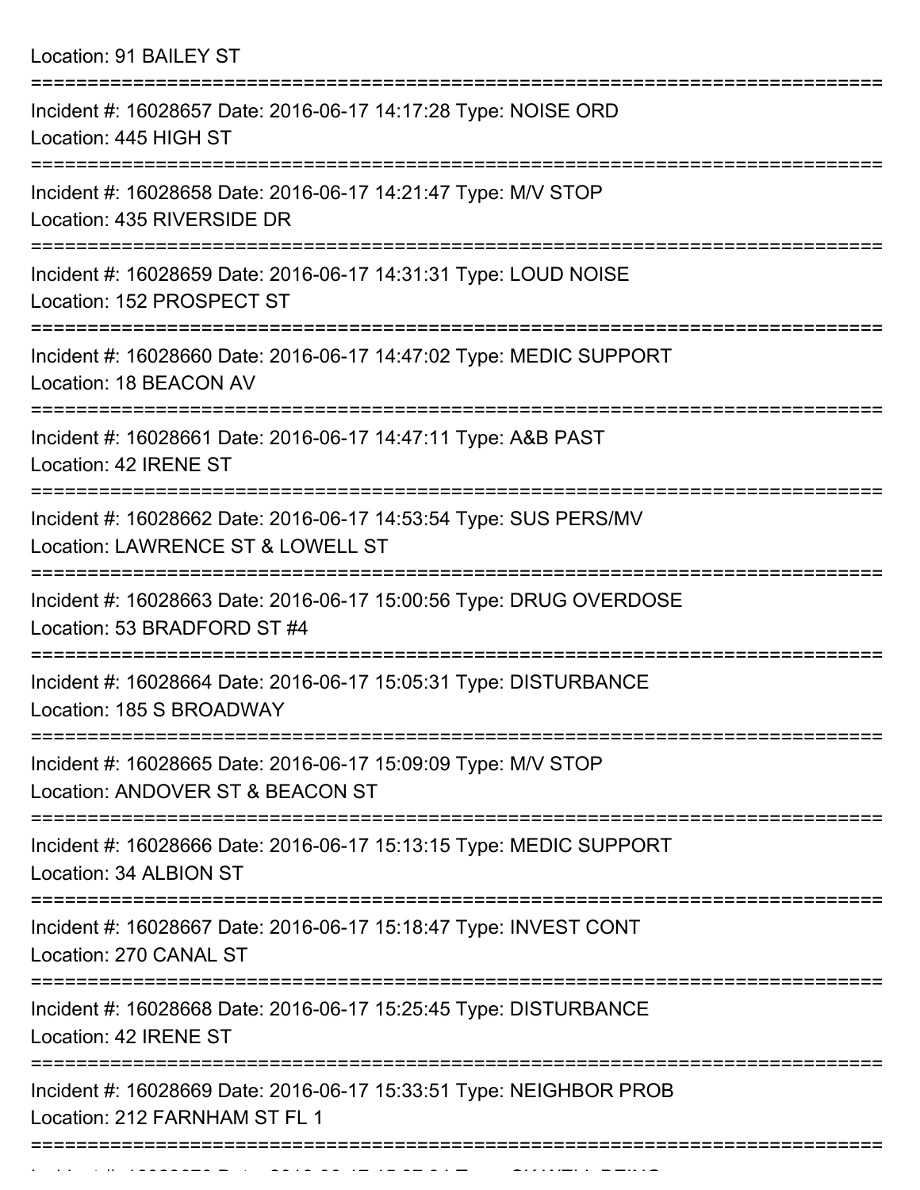Location: 91 BAILEY ST

===========================================================================

Incident #: 16028657 Date: 2016-06-17 14:17:28 Type: NOISE ORD
Location: 445 HIGH ST

===========================================================================

Incident #: 16028658 Date: 2016-06-17 14:21:47 Type: M/V STOP
Location: 435 RIVERSIDE DR

===========================================================================

Incident #: 16028659 Date: 2016-06-17 14:31:31 Type: LOUD NOISE
Location: 152 PROSPECT ST

===========================================================================

Incident #: 16028660 Date: 2016-06-17 14:47:02 Type: MEDIC SUPPORT
Location: 18 BEACON AV

===========================================================================

Incident #: 16028661 Date: 2016-06-17 14:47:11 Type: A&B PAST
Location: 42 IRENE ST

===========================================================================

Incident #: 16028662 Date: 2016-06-17 14:53:54 Type: SUS PERS/MV
Location: LAWRENCE ST & LOWELL ST

===========================================================================

Incident #: 16028663 Date: 2016-06-17 15:00:56 Type: DRUG OVERDOSE
Location: 53 BRADFORD ST #4

===========================================================================

Incident #: 16028664 Date: 2016-06-17 15:05:31 Type: DISTURBANCE
Location: 185 S BROADWAY

===========================================================================

Incident #: 16028665 Date: 2016-06-17 15:09:09 Type: M/V STOP
Location: ANDOVER ST & BEACON ST

===========================================================================

Incident #: 16028666 Date: 2016-06-17 15:13:15 Type: MEDIC SUPPORT
Location: 34 ALBION ST

===========================================================================

Incident #: 16028667 Date: 2016-06-17 15:18:47 Type: INVEST CONT
Location: 270 CANAL ST

===========================================================================

Incident #: 16028668 Date: 2016-06-17 15:25:45 Type: DISTURBANCE
Location: 42 IRENE ST

===========================================================================

Incident #: 16028669 Date: 2016-06-17 15:33:51 Type: NEIGHBOR PROB
Location: 212 FARNHAM ST FL 1

===========================================================================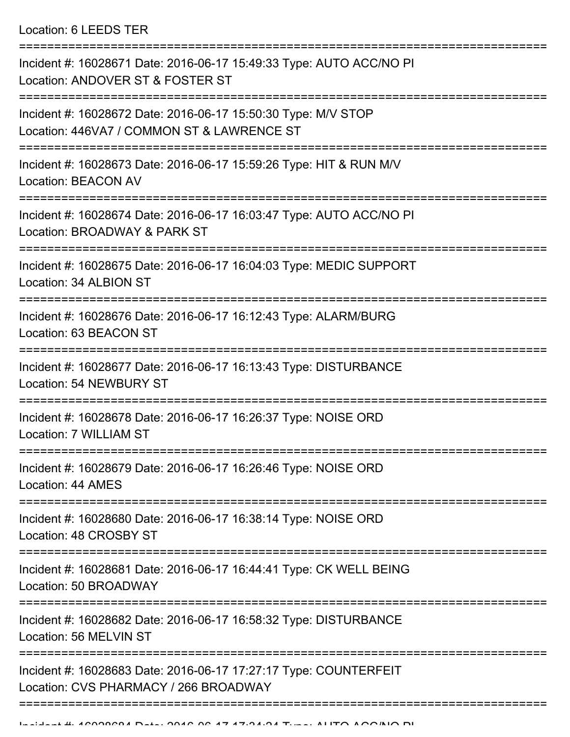Location: 6 LEEDS TER

===========================================================================

Incident #: 16028671 Date: 2016-06-17 15:49:33 Type: AUTO ACC/NO PI
Location: ANDOVER ST & FOSTER ST

===========================================================================

Incident #: 16028672 Date: 2016-06-17 15:50:30 Type: M/V STOP
Location: 446VA7 / COMMON ST & LAWRENCE ST

===========================================================================

Incident #: 16028673 Date: 2016-06-17 15:59:26 Type: HIT & RUN M/V
Location: BEACON AV

===========================================================================

Incident #: 16028674 Date: 2016-06-17 16:03:47 Type: AUTO ACC/NO PI
Location: BROADWAY & PARK ST

===========================================================================

Incident #: 16028675 Date: 2016-06-17 16:04:03 Type: MEDIC SUPPORT
Location: 34 ALBION ST

===========================================================================

Incident #: 16028676 Date: 2016-06-17 16:12:43 Type: ALARM/BURG
Location: 63 BEACON ST

===========================================================================

Incident #: 16028677 Date: 2016-06-17 16:13:43 Type: DISTURBANCE
Location: 54 NEWBURY ST

===========================================================================

Incident #: 16028678 Date: 2016-06-17 16:26:37 Type: NOISE ORD
Location: 7 WILLIAM ST

===========================================================================

Incident #: 16028679 Date: 2016-06-17 16:26:46 Type: NOISE ORD
Location: 44 AMES

===========================================================================

Incident #: 16028680 Date: 2016-06-17 16:38:14 Type: NOISE ORD
Location: 48 CROSBY ST

===========================================================================

Incident #: 16028681 Date: 2016-06-17 16:44:41 Type: CK WELL BEING
Location: 50 BROADWAY

===========================================================================

Incident #: 16028682 Date: 2016-06-17 16:58:32 Type: DISTURBANCE
Location: 56 MELVIN ST

===========================================================================

Incident #: 16028683 Date: 2016-06-17 17:27:17 Type: COUNTERFEIT
Location: CVS PHARMACY / 266 BROADWAY

===========================================================================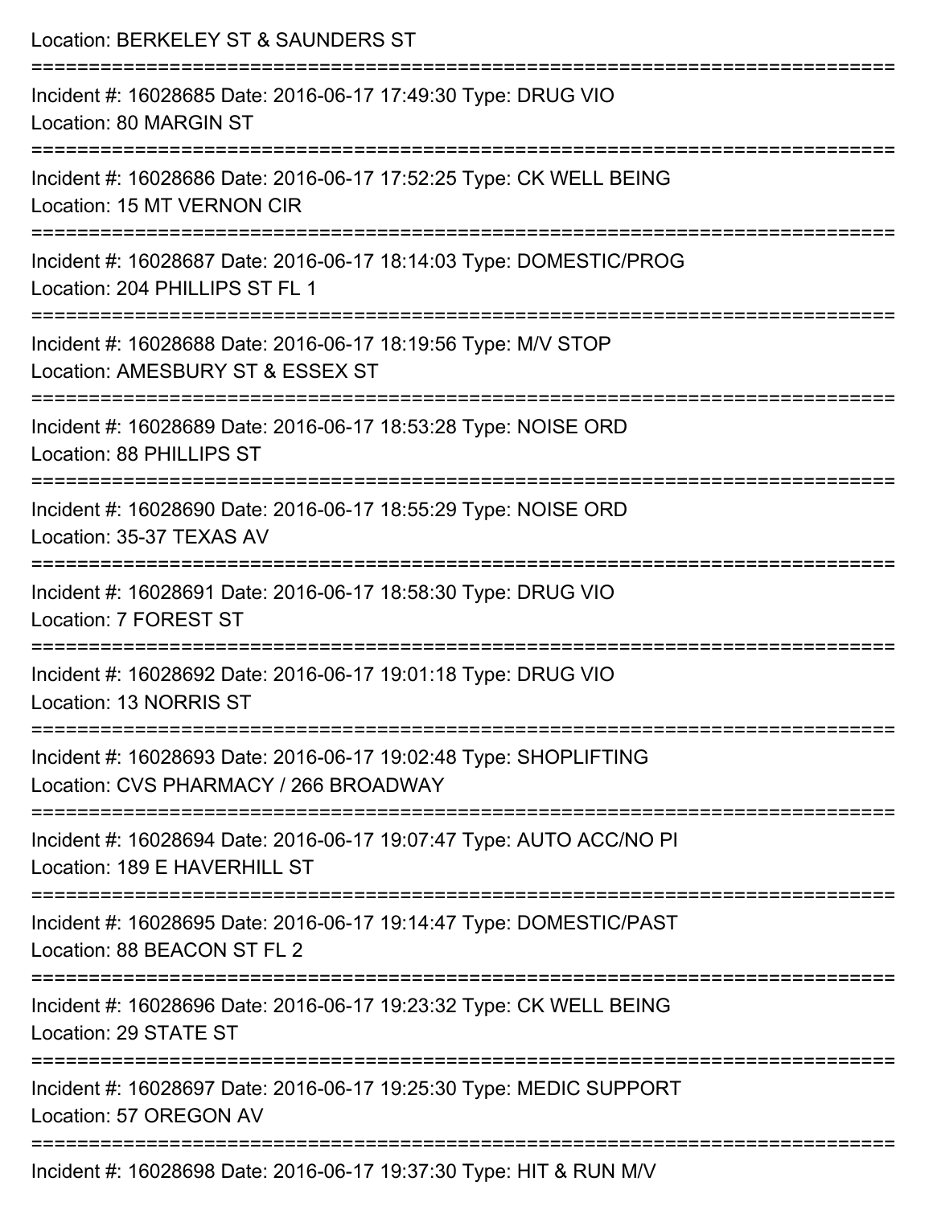Location: BERKELEY ST & SAUNDERS ST

===========================================================================

Incident #: 16028685 Date: 2016-06-17 17:49:30 Type: DRUG VIO
Location: 80 MARGIN ST

===========================================================================

Incident #: 16028686 Date: 2016-06-17 17:52:25 Type: CK WELL BEING
Location: 15 MT VERNON CIR

===========================================================================

Incident #: 16028687 Date: 2016-06-17 18:14:03 Type: DOMESTIC/PROG
Location: 204 PHILLIPS ST FL 1

===========================================================================

Incident #: 16028688 Date: 2016-06-17 18:19:56 Type: M/V STOP
Location: AMESBURY ST & ESSEX ST

===========================================================================

Incident #: 16028689 Date: 2016-06-17 18:53:28 Type: NOISE ORD
Location: 88 PHILLIPS ST

===========================================================================

Incident #: 16028690 Date: 2016-06-17 18:55:29 Type: NOISE ORD
Location: 35-37 TEXAS AV

===========================================================================

Incident #: 16028691 Date: 2016-06-17 18:58:30 Type: DRUG VIO
Location: 7 FOREST ST

===========================================================================

Incident #: 16028692 Date: 2016-06-17 19:01:18 Type: DRUG VIO
Location: 13 NORRIS ST

===========================================================================

Incident #: 16028693 Date: 2016-06-17 19:02:48 Type: SHOPLIFTING
Location: CVS PHARMACY / 266 BROADWAY

===========================================================================

Incident #: 16028694 Date: 2016-06-17 19:07:47 Type: AUTO ACC/NO PI
Location: 189 E HAVERHILL ST

===========================================================================

Incident #: 16028695 Date: 2016-06-17 19:14:47 Type: DOMESTIC/PAST
Location: 88 BEACON ST FL 2

===========================================================================

Incident #: 16028696 Date: 2016-06-17 19:23:32 Type: CK WELL BEING
Location: 29 STATE ST

===========================================================================

Incident #: 16028697 Date: 2016-06-17 19:25:30 Type: MEDIC SUPPORT
Location: 57 OREGON AV

===========================================================================

Incident #: 16028698 Date: 2016-06-17 19:37:30 Type: HIT & RUN M/V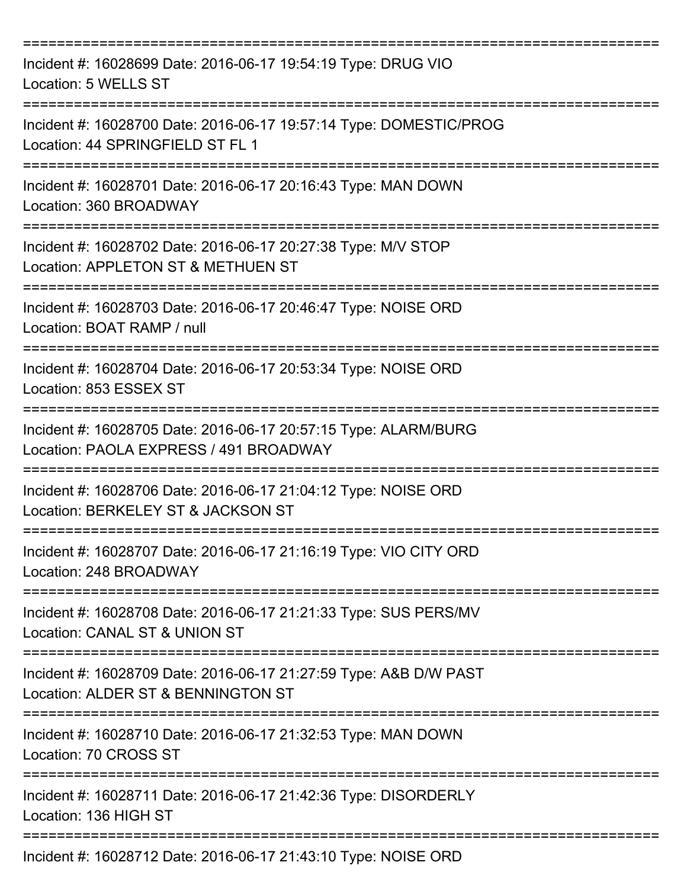Incident #: 16028699 Date: 2016-06-17 19:54:19 Type: DRUG VIO
Location: 5 WELLS ST

Incident #: 16028700 Date: 2016-06-17 19:57:14 Type: DOMESTIC/PROG
Location: 44 SPRINGFIELD ST FL 1

Incident #: 16028701 Date: 2016-06-17 20:16:43 Type: MAN DOWN
Location: 360 BROADWAY

Incident #: 16028702 Date: 2016-06-17 20:27:38 Type: M/V STOP
Location: APPLETON ST & METHUEN ST

Incident #: 16028703 Date: 2016-06-17 20:46:47 Type: NOISE ORD
Location: BOAT RAMP / null

Incident #: 16028704 Date: 2016-06-17 20:53:34 Type: NOISE ORD
Location: 853 ESSEX ST

Incident #: 16028705 Date: 2016-06-17 20:57:15 Type: ALARM/BURG
Location: PAOLA EXPRESS / 491 BROADWAY

Incident #: 16028706 Date: 2016-06-17 21:04:12 Type: NOISE ORD
Location: BERKELEY ST & JACKSON ST

Incident #: 16028707 Date: 2016-06-17 21:16:19 Type: VIO CITY ORD
Location: 248 BROADWAY

Incident #: 16028708 Date: 2016-06-17 21:21:33 Type: SUS PERS/MV
Location: CANAL ST & UNION ST

Incident #: 16028709 Date: 2016-06-17 21:27:59 Type: A&B D/W PAST
Location: ALDER ST & BENNINGTON ST

Incident #: 16028710 Date: 2016-06-17 21:32:53 Type: MAN DOWN
Location: 70 CROSS ST

Incident #: 16028711 Date: 2016-06-17 21:42:36 Type: DISORDERLY
Location: 136 HIGH ST

Incident #: 16028712 Date: 2016-06-17 21:43:10 Type: NOISE ORD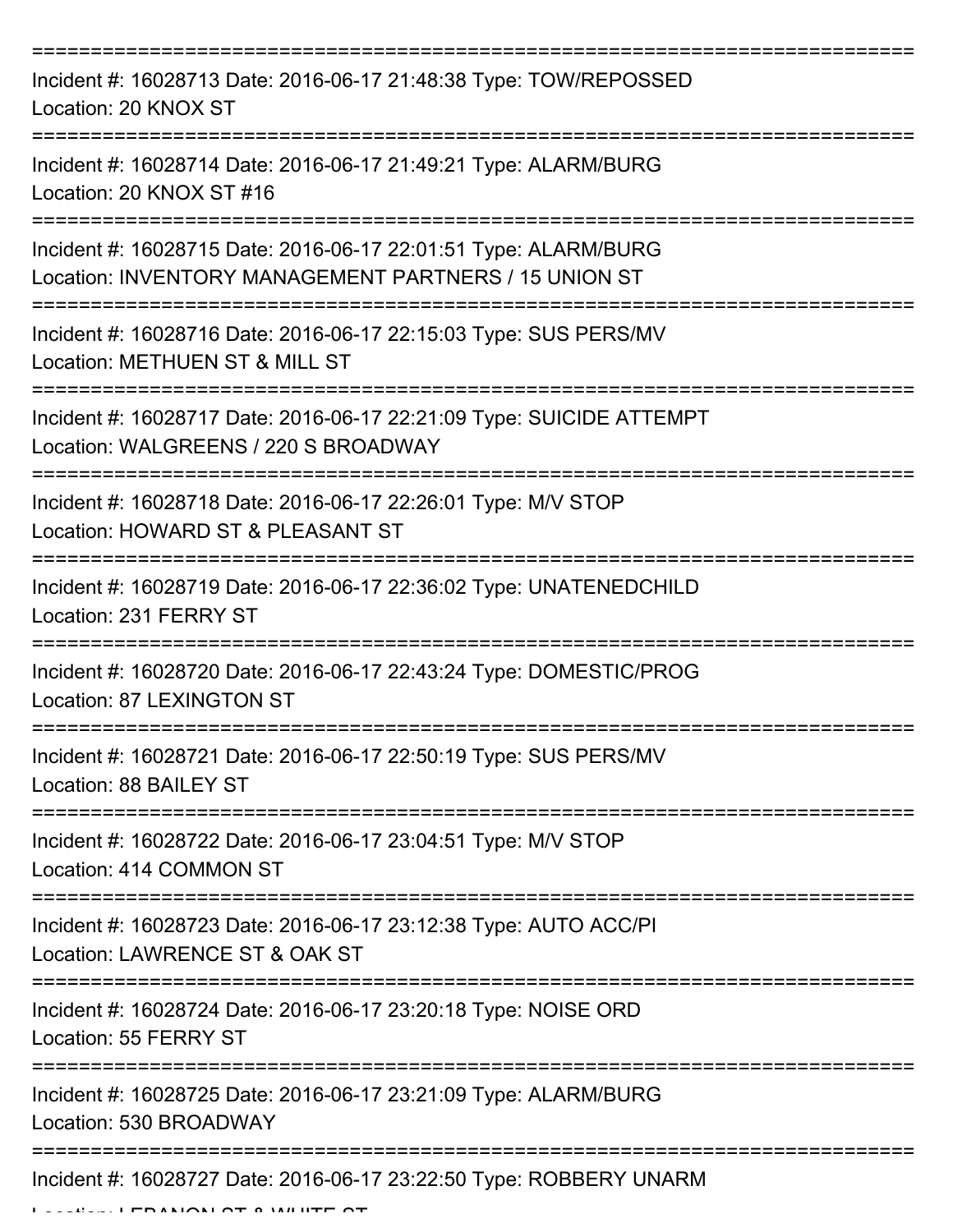===========================================================================

Incident #: 16028713 Date: 2016-06-17 21:48:38 Type: TOW/REPOSSED

Location: 20 KNOX ST

===========================================================================

Incident #: 16028714 Date: 2016-06-17 21:49:21 Type: ALARM/BURG

Location: 20 KNOX ST #16

===========================================================================

Incident #: 16028715 Date: 2016-06-17 22:01:51 Type: ALARM/BURG

Location: INVENTORY MANAGEMENT PARTNERS / 15 UNION ST

===========================================================================

Incident #: 16028716 Date: 2016-06-17 22:15:03 Type: SUS PERS/MV

Location: METHUEN ST & MILL ST

===========================================================================

Incident #: 16028717 Date: 2016-06-17 22:21:09 Type: SUICIDE ATTEMPT

Location: WALGREENS / 220 S BROADWAY

===========================================================================

Incident #: 16028718 Date: 2016-06-17 22:26:01 Type: M/V STOP

Location: HOWARD ST & PLEASANT ST

===========================================================================

Incident #: 16028719 Date: 2016-06-17 22:36:02 Type: UNATENEDCHILD

Location: 231 FERRY ST

===========================================================================

Incident #: 16028720 Date: 2016-06-17 22:43:24 Type: DOMESTIC/PROG

Location: 87 LEXINGTON ST

===========================================================================

Incident #: 16028721 Date: 2016-06-17 22:50:19 Type: SUS PERS/MV

Location: 88 BAILEY ST

===========================================================================

Incident #: 16028722 Date: 2016-06-17 23:04:51 Type: M/V STOP

Location: 414 COMMON ST

===========================================================================

Incident #: 16028723 Date: 2016-06-17 23:12:38 Type: AUTO ACC/PI

Location: LAWRENCE ST & OAK ST

===========================================================================

Incident #: 16028724 Date: 2016-06-17 23:20:18 Type: NOISE ORD

Location: 55 FERRY ST

===========================================================================

Incident #: 16028725 Date: 2016-06-17 23:21:09 Type: ALARM/BURG

Location: 530 BROADWAY

===========================================================================

Incident #: 16028727 Date: 2016-06-17 23:22:50 Type: ROBBERY UNARM

Location: LEBANON ST & WHITE ST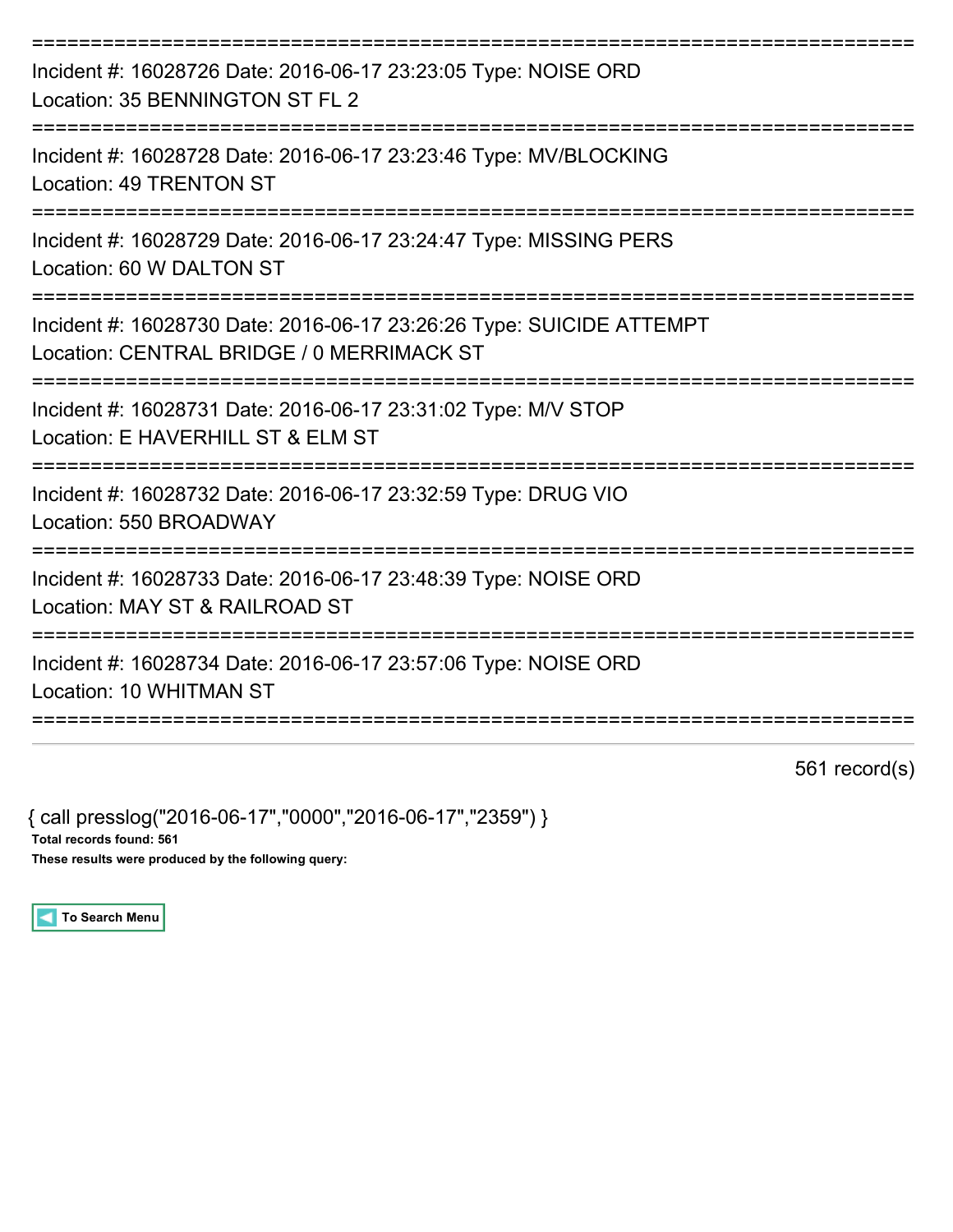===========================================================================

Incident #: 16028726 Date: 2016-06-17 23:23:05 Type: NOISE ORD

Location: 35 BENNINGTON ST FL 2

===========================================================================

Incident #: 16028728 Date: 2016-06-17 23:23:46 Type: MV/BLOCKING

Location: 49 TRENTON ST

===========================================================================

Incident #: 16028729 Date: 2016-06-17 23:24:47 Type: MISSING PERS

Location: 60 W DALTON ST

===========================================================================

Incident #: 16028730 Date: 2016-06-17 23:26:26 Type: SUICIDE ATTEMPT

Location: CENTRAL BRIDGE / 0 MERRIMACK ST

===========================================================================

Incident #: 16028731 Date: 2016-06-17 23:31:02 Type: M/V STOP

Location: E HAVERHILL ST & ELM ST

===========================================================================

Incident #: 16028732 Date: 2016-06-17 23:32:59 Type: DRUG VIO

Location: 550 BROADWAY

===========================================================================

Incident #: 16028733 Date: 2016-06-17 23:48:39 Type: NOISE ORD

Location: MAY ST & RAILROAD ST

===========================================================================

Incident #: 16028734 Date: 2016-06-17 23:57:06 Type: NOISE ORD

Location: 10 WHITMAN ST

===========================================================================

561 record(s)

{ call presslog("2016-06-17","0000","2016-06-17","2359") }

**Total records found: 561**

**These results were produced by the following query:**

To Search Menu